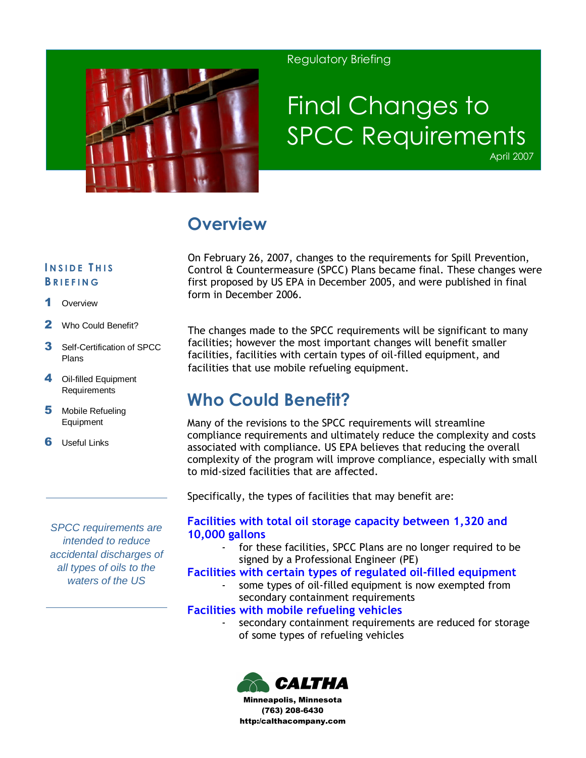Regulatory Briefing

# Final Changes to SPCC Requirements

April 2007

**INSIDE THIS BRIEFING**

1. Overview
2. Who Could Benefit?
3. Self-Certification of SPCC Plans
4. Oil-filled Equipment Requirements
5. Mobile Refueling Equipment
6. Useful Links

*SPCC requirements are intended to reduce accidental discharges of all types of oils to the waters of the US*

## Overview

On February 26, 2007, changes to the requirements for Spill Prevention, Control & Countermeasure (SPCC) Plans became final. These changes were first proposed by US EPA in December 2005, and were published in final form in December 2006.

The changes made to the SPCC requirements will be significant to many facilities; however the most important changes will benefit smaller facilities, facilities with certain types of oil-filled equipment, and facilities that use mobile refueling equipment.

## Who Could Benefit?

Many of the revisions to the SPCC requirements will streamline compliance requirements and ultimately reduce the complexity and costs associated with compliance. US EPA believes that reducing the overall complexity of the program will improve compliance, especially with small to mid-sized facilities that are affected.

Specifically, the types of facilities that may benefit are:

**Facilities with total oil storage capacity between 1,320 and 10,000 gallons**

- for these facilities, SPCC Plans are no longer required to be signed by a Professional Engineer (PE)

**Facilities with certain types of regulated oil-filled equipment**

- some types of oil-filled equipment is now exempted from secondary containment requirements

**Facilities with mobile refueling vehicles**

- secondary containment requirements are reduced for storage of some types of refueling vehicles

**CALTHA**
Minneapolis, Minnesota
(763) 208-6430
http:/calthacompany.com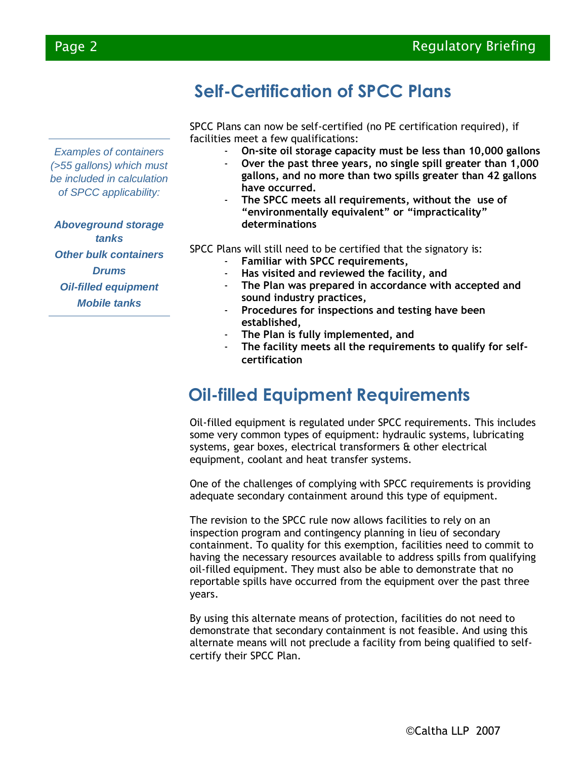## Self-Certification of SPCC Plans

*Examples of containers (>55 gallons) which must be included in calculation of SPCC applicability:*

***Aboveground storage tanks***
***Other bulk containers***
***Drums***
***Oil-filled equipment***
***Mobile tanks***

SPCC Plans can now be self-certified (no PE certification required), if facilities meet a few qualifications:

- **On-site oil storage capacity must be less than 10,000 gallons**
- **Over the past three years, no single spill greater than 1,000 gallons, and no more than two spills greater than 42 gallons have occurred.**
- **The SPCC meets all requirements, without the use of "environmentally equivalent" or "impracticality" determinations**

SPCC Plans will still need to be certified that the signatory is:

- **Familiar with SPCC requirements,**
- **Has visited and reviewed the facility, and**
- **The Plan was prepared in accordance with accepted and sound industry practices,**
- **Procedures for inspections and testing have been established,**
- **The Plan is fully implemented, and**
- **The facility meets all the requirements to qualify for self-certification**

## Oil-filled Equipment Requirements

Oil-filled equipment is regulated under SPCC requirements. This includes some very common types of equipment: hydraulic systems, lubricating systems, gear boxes, electrical transformers & other electrical equipment, coolant and heat transfer systems.

One of the challenges of complying with SPCC requirements is providing adequate secondary containment around this type of equipment.

The revision to the SPCC rule now allows facilities to rely on an inspection program and contingency planning in lieu of secondary containment. To quality for this exemption, facilities need to commit to having the necessary resources available to address spills from qualifying oil-filled equipment. They must also be able to demonstrate that no reportable spills have occurred from the equipment over the past three years.

By using this alternate means of protection, facilities do not need to demonstrate that secondary containment is not feasible. And using this alternate means will not preclude a facility from being qualified to self-certify their SPCC Plan.

©Caltha LLP 2007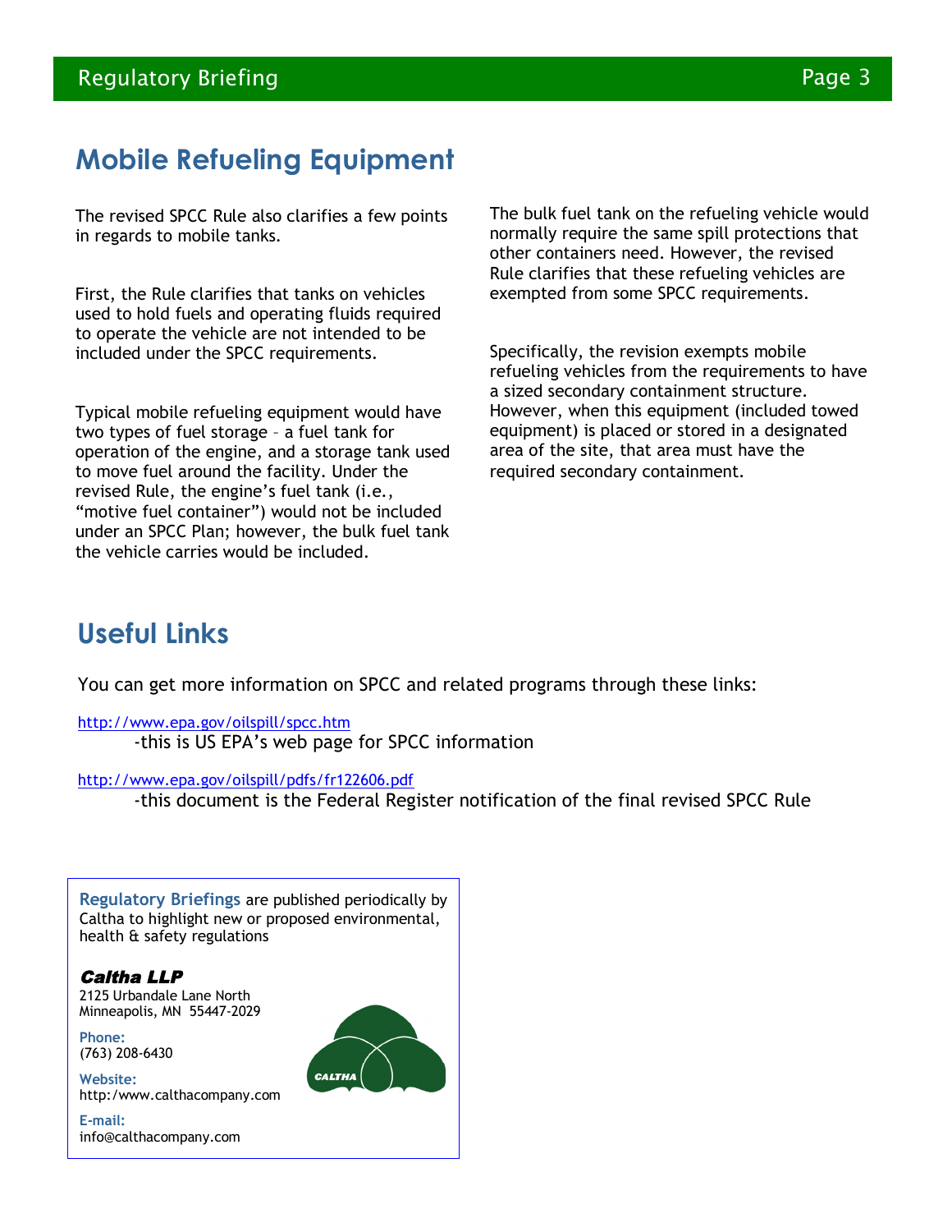## Mobile Refueling Equipment

The revised SPCC Rule also clarifies a few points in regards to mobile tanks.

First, the Rule clarifies that tanks on vehicles used to hold fuels and operating fluids required to operate the vehicle are not intended to be included under the SPCC requirements.

Typical mobile refueling equipment would have two types of fuel storage – a fuel tank for operation of the engine, and a storage tank used to move fuel around the facility. Under the revised Rule, the engine's fuel tank (i.e., "motive fuel container") would not be included under an SPCC Plan; however, the bulk fuel tank the vehicle carries would be included.

The bulk fuel tank on the refueling vehicle would normally require the same spill protections that other containers need. However, the revised Rule clarifies that these refueling vehicles are exempted from some SPCC requirements.

Specifically, the revision exempts mobile refueling vehicles from the requirements to have a sized secondary containment structure. However, when this equipment (included towed equipment) is placed or stored in a designated area of the site, that area must have the required secondary containment.

## Useful Links

You can get more information on SPCC and related programs through these links:

http://www.epa.gov/oilspill/spcc.htm

-this is US EPA's web page for SPCC information

http://www.epa.gov/oilspill/pdfs/fr122606.pdf

-this document is the Federal Register notification of the final revised SPCC Rule

**Regulatory Briefings** are published periodically by Caltha to highlight new or proposed environmental, health & safety regulations

***Caltha LLP***
2125 Urbandale Lane North
Minneapolis, MN 55447-2029

**Phone:**
(763) 208-6430

**Website:**
http:/www.calthacompany.com

**E-mail:**
info@calthacompany.com

CALTHA